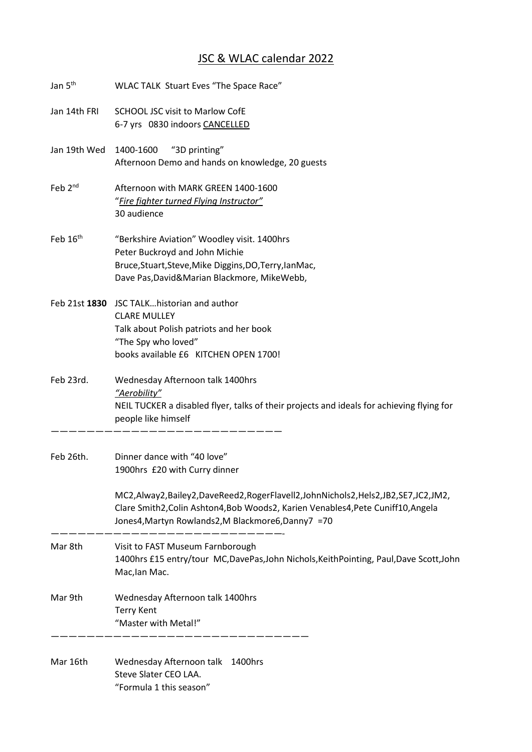# JSC & WLAC calendar 2022

| | |
|---|---|
| Jan 5th | WLAC TALK Stuart Eves "The Space Race" |
| Jan 14th FRI | SCHOOL JSC visit to Marlow CofE<br>6-7 yrs 0830 indoors CANCELLED |
| Jan 19th Wed | 1400-1600 "3D printing"<br>Afternoon Demo and hands on knowledge, 20 guests |
| Feb 2nd | Afternoon with MARK GREEN 1400-1600<br>"*Fire fighter turned Flying Instructor"*<br>30 audience |
| Feb 16th | "Berkshire Aviation" Woodley visit. 1400hrs<br>Peter Buckroyd and John Michie<br>Bruce,Stuart,Steve,Mike Diggins,DO,Terry,IanMac,<br>Dave Pas,David&Marian Blackmore, MikeWebb, |
| Feb 21st **1830** | JSC TALK…historian and author<br>CLARE MULLEY<br>Talk about Polish patriots and her book<br>"The Spy who loved"<br>books available £6 KITCHEN OPEN 1700! |
| Feb 23rd. | Wednesday Afternoon talk 1400hrs<br>*"Aerobility"*<br>NEIL TUCKER a disabled flyer, talks of their projects and ideals for achieving flying for people like himself |

————————————————————————

| | |
|---|---|
| Feb 26th. | Dinner dance with "40 love"<br>1900hrs £20 with Curry dinner<br><br>MC2,Alway2,Bailey2,DaveReed2,RogerFlavell2,JohnNichols2,Hels2,JB2,SE7,JC2,JM2, Clare Smith2,Colin Ashton4,Bob Woods2, Karien Venables4,Pete Cuniff10,Angela Jones4,Martyn Rowlands2,M Blackmore6,Danny7 =70 |

————————————————————————-

| | |
|---|---|
| Mar 8th | Visit to FAST Museum Farnborough<br>1400hrs £15 entry/tour MC,DavePas,John Nichols,KeithPointing, Paul,Dave Scott,John Mac,Ian Mac. |
| Mar 9th | Wednesday Afternoon talk 1400hrs<br>Terry Kent<br>"Master with Metal!" |

——————————————————————————

| | |
|---|---|
| Mar 16th | Wednesday Afternoon talk 1400hrs<br>Steve Slater CEO LAA.<br>"Formula 1 this season" |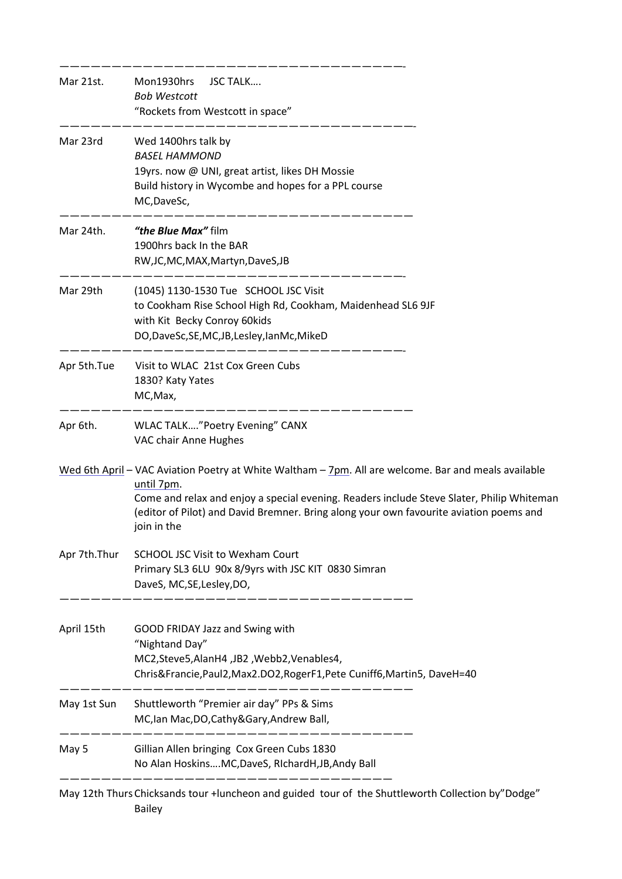———————————————————————————————————-

Mar 21st. Mon1930hrs JSC TALK….
*Bob Westcott*
"Rockets from Westcott in space"

———————————————————————————————————-

Mar 23rd Wed 1400hrs talk by
*BASEL HAMMOND*
19yrs. now @ UNI, great artist, likes DH Mossie
Build history in Wycombe and hopes for a PPL course
MC,DaveSc,

———————————————————————————————————

Mar 24th. ***"the Blue Max"*** film
1900hrs back In the BAR
RW,JC,MC,MAX,Martyn,DaveS,JB

———————————————————————————————————-

Mar 29th (1045) 1130-1530 Tue SCHOOL JSC Visit
to Cookham Rise School High Rd, Cookham, Maidenhead SL6 9JF
with Kit Becky Conroy 60kids
DO,DaveSc,SE,MC,JB,Lesley,IanMc,MikeD

———————————————————————————————————-

Apr 5th.Tue Visit to WLAC 21st Cox Green Cubs
1830? Katy Yates
MC,Max,

———————————————————————————————————

Apr 6th. WLAC TALK…."Poetry Evening" CANX
VAC chair Anne Hughes

Wed 6th April – VAC Aviation Poetry at White Waltham – 7pm. All are welcome. Bar and meals available until 7pm.
Come and relax and enjoy a special evening. Readers include Steve Slater, Philip Whiteman (editor of Pilot) and David Bremner. Bring along your own favourite aviation poems and join in the

Apr 7th.Thur SCHOOL JSC Visit to Wexham Court
Primary SL3 6LU 90x 8/9yrs with JSC KIT 0830 Simran
DaveS, MC,SE,Lesley,DO,

———————————————————————————————————

April 15th GOOD FRIDAY Jazz and Swing with
"Nightand Day"
MC2,Steve5,AlanH4 ,JB2 ,Webb2,Venables4,
Chris&Francie,Paul2,Max2.DO2,RogerF1,Pete Cuniff6,Martin5, DaveH=40

———————————————————————————————————

May 1st Sun Shuttleworth "Premier air day" PPs & Sims
MC,Ian Mac,DO,Cathy&Gary,Andrew Ball,

———————————————————————————————————

May 5 Gillian Allen bringing Cox Green Cubs 1830
No Alan Hoskins….MC,DaveS, RIchardH,JB,Andy Ball

———————————————————————————————————

May 12th Thurs Chicksands tour +luncheon and guided tour of the Shuttleworth Collection by"Dodge" Bailey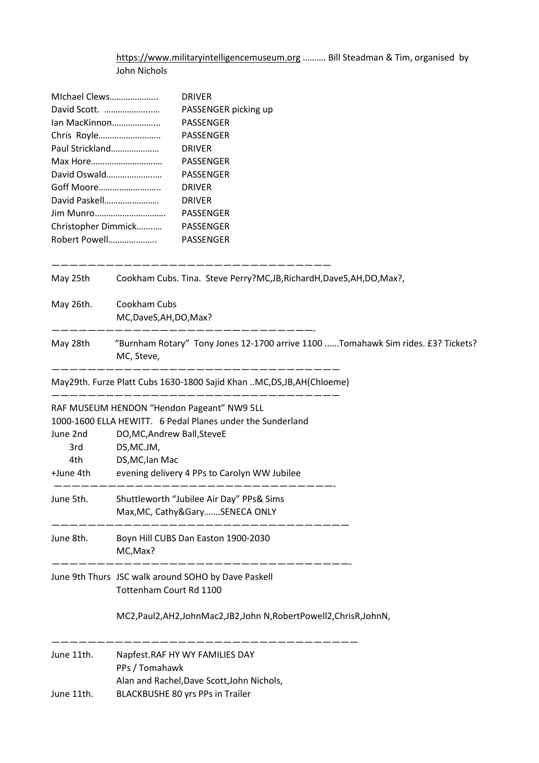https://www.militaryintelligencemuseum.org ………. Bill Steadman & Tim, organised by John Nichols

| | |
|---|---|
| MIchael Clews……………….. | DRIVER |
| David Scott. …………………… | PASSENGER picking up |
| Ian MacKinnon……………….. | PASSENGER |
| Chris Royle…………………….. | PASSENGER |
| Paul Strickland……………….. | DRIVER |
| Max Hore………………………… | PASSENGER |
| David Oswald………………….. | PASSENGER |
| Goff Moore…………………….. | DRIVER |
| David Paskell………………….. | DRIVER |
| Jim Munro……………………….. | PASSENGER |
| Christopher Dimmick……….. | PASSENGER |
| Robert Powell……………….. | PASSENGER |

————————————————————————————————

May 25th Cookham Cubs. Tina. Steve Perry?MC,JB,RichardH,DaveS,AH,DO,Max?,

May 26th. Cookham Cubs
MC,DaveS,AH,DO,Max?

————————————————————————————————-

May 28th "Burnham Rotary" Tony Jones 12-1700 arrive 1100 ……Tomahawk Sim rides. £3? Tickets?
MC, Steve,

————————————————————————————————

May29th. Furze Platt Cubs 1630-1800 Sajid Khan ..MC,DS,JB,AH(Chloeme)

————————————————————————————————

RAF MUSEUM HENDON "Hendon Pageant" NW9 5LL
1000-1600 ELLA HEWITT. 6 Pedal Planes under the Sunderland

June 2nd DO,MC,Andrew Ball,SteveE
3rd DS,MC.JM,
4th DS,MC,Ian Mac
+June 4th evening delivery 4 PPs to Carolyn WW Jubilee

————————————————————————————————-

June 5th. Shuttleworth "Jubilee Air Day" PPs& Sims
Max,MC, Cathy&Gary…….SENECA ONLY

————————————————————————————————

June 8th. Boyn Hill CUBS Dan Easton 1900-2030
MC,Max?

————————————————————————————————-

June 9th Thurs JSC walk around SOHO by Dave Paskell
Tottenham Court Rd 1100

MC2,Paul2,AH2,JohnMac2,JB2,John N,RobertPowell2,ChrisR,JohnN,

————————————————————————————————

June 11th. Napfest.RAF HY WY FAMILIES DAY
PPs / Tomahawk
Alan and Rachel,Dave Scott,John Nichols,

June 11th. BLACKBUSHE 80 yrs PPs in Trailer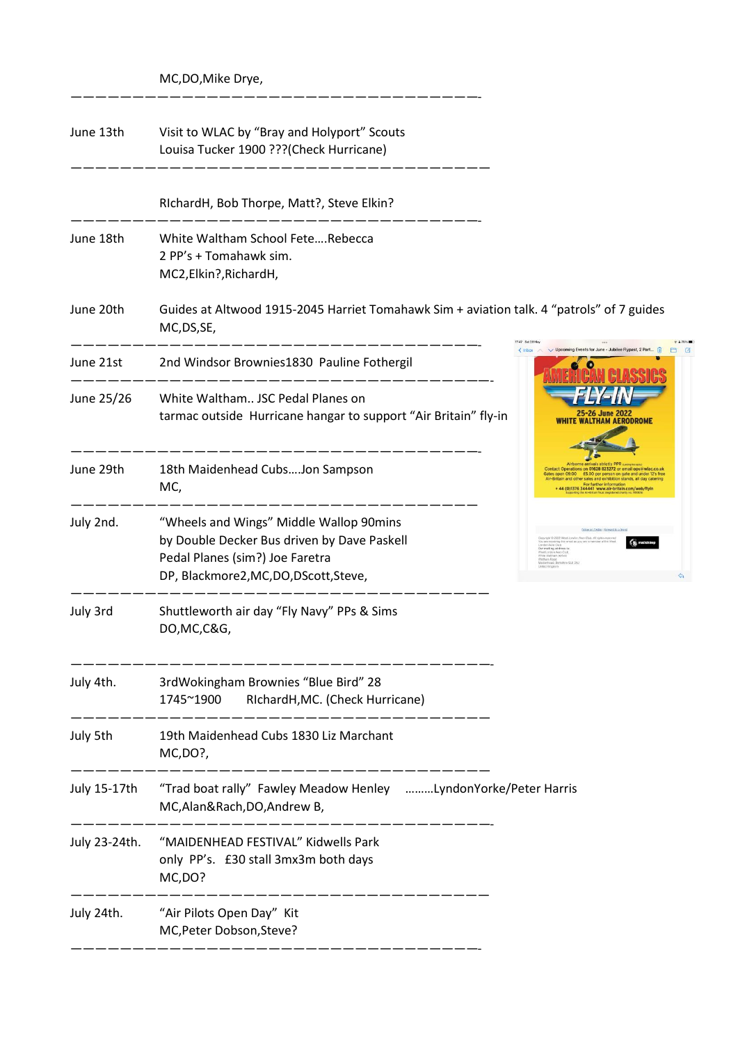MC,DO,Mike Drye,

---

June 13th — Visit to WLAC by "Bray and Holyport" Scouts
Louisa Tucker 1900 ???(Check Hurricane)

---

RIchardH, Bob Thorpe, Matt?, Steve Elkin?

---

June 18th — White Waltham School Fete….Rebecca
2 PP's + Tomahawk sim.
MC2,Elkin?,RichardH,

June 20th — Guides at Altwood 1915-2045 Harriet Tomahawk Sim + aviation talk. 4 "patrols" of 7 guides
MC,DS,SE,

---

June 21st — 2nd Windsor Brownies1830 Pauline Fothergil

---

June 25/26 — White Waltham.. JSC Pedal Planes on
tarmac outside Hurricane hangar to support "Air Britain" fly-in

---

June 29th — 18th Maidenhead Cubs….Jon Sampson
MC,

---

July 2nd. — "Wheels and Wings" Middle Wallop 90mins
by Double Decker Bus driven by Dave Paskell
Pedal Planes (sim?) Joe Faretra
DP, Blackmore2,MC,DO,DScott,Steve,

---

July 3rd — Shuttleworth air day "Fly Navy" PPs & Sims
DO,MC,C&G,

---

July 4th. — 3rdWokingham Brownies "Blue Bird" 28
1745~1900 RIchardH,MC. (Check Hurricane)

---

July 5th — 19th Maidenhead Cubs 1830 Liz Marchant
MC,DO?,

---

July 15-17th — "Trad boat rally" Fawley Meadow Henley ………LyndonYorke/Peter Harris
MC,Alan&Rach,DO,Andrew B,

---

July 23-24th. — "MAIDENHEAD FESTIVAL" Kidwells Park
only PP's. £30 stall 3mx3m both days
MC,DO?

---

July 24th. — "Air Pilots Open Day" Kit
MC,Peter Dobson,Steve?

---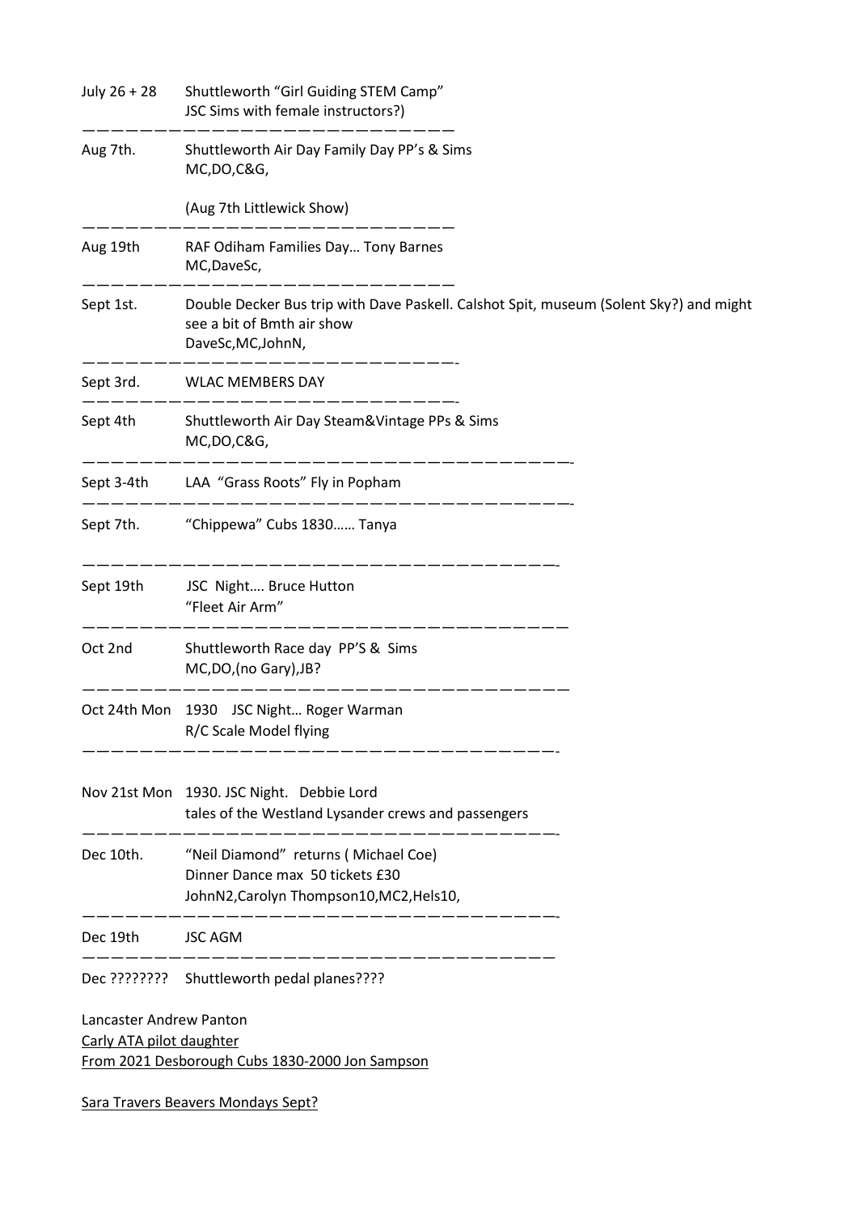| | |
|---|---|
| July 26 + 28 | Shuttleworth "Girl Guiding STEM Camp"<br>JSC Sims with female instructors?) |
| Aug 7th. | Shuttleworth Air Day Family Day PP's & Sims<br>MC,DO,C&G,<br><br>(Aug 7th Littlewick Show) |
| Aug 19th | RAF Odiham Families Day… Tony Barnes<br>MC,DaveSc, |
| Sept 1st. | Double Decker Bus trip with Dave Paskell. Calshot Spit, museum (Solent Sky?) and might see a bit of Bmth air show<br>DaveSc,MC,JohnN, |
| Sept 3rd. | WLAC MEMBERS DAY |
| Sept 4th | Shuttleworth Air Day Steam&Vintage PPs & Sims<br>MC,DO,C&G, |
| Sept 3-4th | LAA "Grass Roots" Fly in Popham |
| Sept 7th. | "Chippewa" Cubs 1830…… Tanya |
| Sept 19th | JSC Night…. Bruce Hutton<br>"Fleet Air Arm" |
| Oct 2nd | Shuttleworth Race day PP'S & Sims<br>MC,DO,(no Gary),JB? |
| Oct 24th Mon | 1930 JSC Night… Roger Warman<br>R/C Scale Model flying |
| Nov 21st Mon | 1930. JSC Night. Debbie Lord<br>tales of the Westland Lysander crews and passengers |
| Dec 10th. | "Neil Diamond" returns ( Michael Coe)<br>Dinner Dance max 50 tickets £30<br>JohnN2,Carolyn Thompson10,MC2,Hels10, |
| Dec 19th | JSC AGM |
| Dec ???????? | Shuttleworth pedal planes???? |

Lancaster Andrew Panton

Carly ATA pilot daughter

From 2021 Desborough Cubs 1830-2000 Jon Sampson

Sara Travers Beavers Mondays Sept?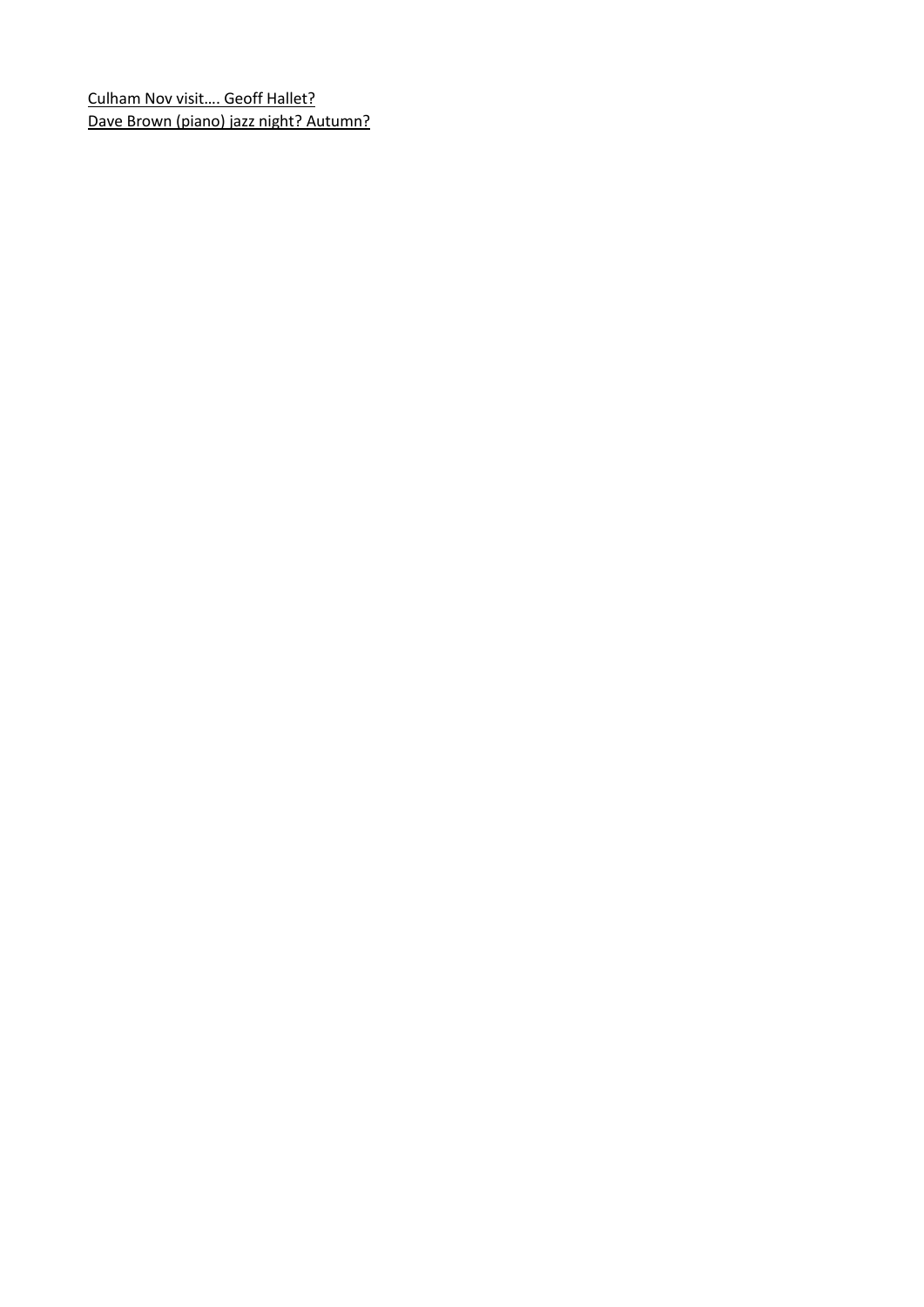<u>Culham Nov visit…. Geoff Hallet?</u>
<u>Dave Brown (piano) jazz night? Autumn?</u>